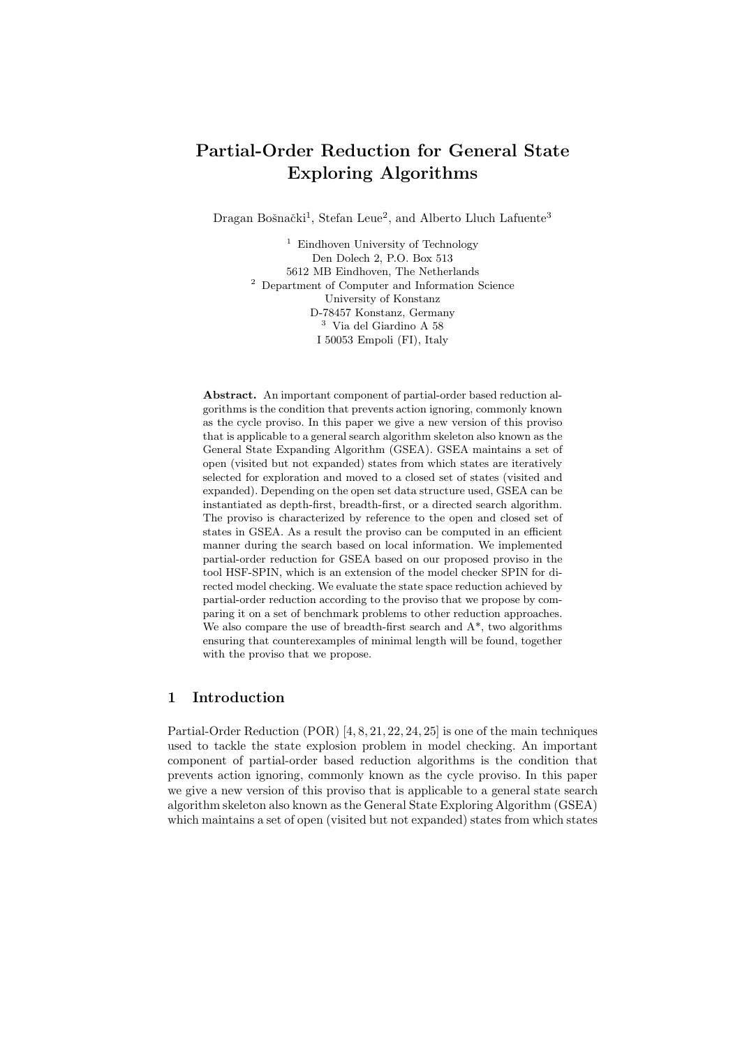# Partial-Order Reduction for General State Exploring Algorithms

Dragan Bošnački[1], Stefan Leue[2], and Alberto Lluch Lafuente[3]

[1] Eindhoven University of Technology
Den Dolech 2, P.O. Box 513
5612 MB Eindhoven, The Netherlands

[2] Department of Computer and Information Science
University of Konstanz
D-78457 Konstanz, Germany

[3] Via del Giardino A 58
I 50053 Empoli (FI), Italy

**Abstract.** An important component of partial-order based reduction algorithms is the condition that prevents action ignoring, commonly known as the cycle proviso. In this paper we give a new version of this proviso that is applicable to a general search algorithm skeleton also known as the General State Expanding Algorithm (GSEA). GSEA maintains a set of open (visited but not expanded) states from which states are iteratively selected for exploration and moved to a closed set of states (visited and expanded). Depending on the open set data structure used, GSEA can be instantiated as depth-first, breadth-first, or a directed search algorithm. The proviso is characterized by reference to the open and closed set of states in GSEA. As a result the proviso can be computed in an efficient manner during the search based on local information. We implemented partial-order reduction for GSEA based on our proposed proviso in the tool HSF-SPIN, which is an extension of the model checker SPIN for directed model checking. We evaluate the state space reduction achieved by partial-order reduction according to the proviso that we propose by comparing it on a set of benchmark problems to other reduction approaches. We also compare the use of breadth-first search and A*, two algorithms ensuring that counterexamples of minimal length will be found, together with the proviso that we propose.

## 1 Introduction

Partial-Order Reduction (POR) [4, 8, 21, 22, 24, 25] is one of the main techniques used to tackle the state explosion problem in model checking. An important component of partial-order based reduction algorithms is the condition that prevents action ignoring, commonly known as the cycle proviso. In this paper we give a new version of this proviso that is applicable to a general state search algorithm skeleton also known as the General State Exploring Algorithm (GSEA) which maintains a set of open (visited but not expanded) states from which states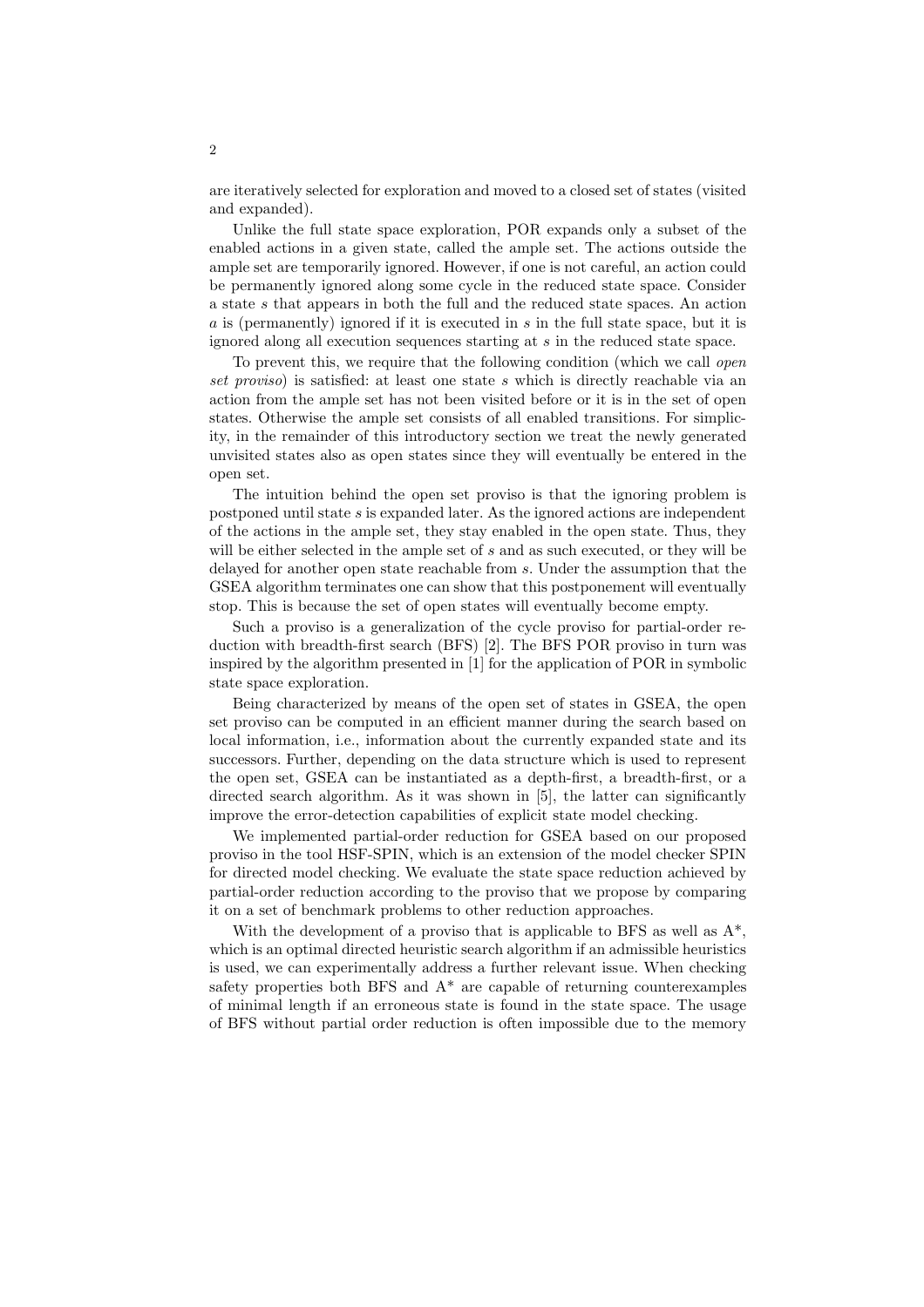are iteratively selected for exploration and moved to a closed set of states (visited and expanded).

Unlike the full state space exploration, POR expands only a subset of the enabled actions in a given state, called the ample set. The actions outside the ample set are temporarily ignored. However, if one is not careful, an action could be permanently ignored along some cycle in the reduced state space. Consider a state $s$ that appears in both the full and the reduced state spaces. An action $a$ is (permanently) ignored if it is executed in $s$ in the full state space, but it is ignored along all execution sequences starting at $s$ in the reduced state space.

To prevent this, we require that the following condition (which we call *open set proviso*) is satisfied: at least one state $s$ which is directly reachable via an action from the ample set has not been visited before or it is in the set of open states. Otherwise the ample set consists of all enabled transitions. For simplicity, in the remainder of this introductory section we treat the newly generated unvisited states also as open states since they will eventually be entered in the open set.

The intuition behind the open set proviso is that the ignoring problem is postponed until state $s$ is expanded later. As the ignored actions are independent of the actions in the ample set, they stay enabled in the open state. Thus, they will be either selected in the ample set of $s$ and as such executed, or they will be delayed for another open state reachable from $s$. Under the assumption that the GSEA algorithm terminates one can show that this postponement will eventually stop. This is because the set of open states will eventually become empty.

Such a proviso is a generalization of the cycle proviso for partial-order reduction with breadth-first search (BFS) [2]. The BFS POR proviso in turn was inspired by the algorithm presented in [1] for the application of POR in symbolic state space exploration.

Being characterized by means of the open set of states in GSEA, the open set proviso can be computed in an efficient manner during the search based on local information, i.e., information about the currently expanded state and its successors. Further, depending on the data structure which is used to represent the open set, GSEA can be instantiated as a depth-first, a breadth-first, or a directed search algorithm. As it was shown in [5], the latter can significantly improve the error-detection capabilities of explicit state model checking.

We implemented partial-order reduction for GSEA based on our proposed proviso in the tool HSF-SPIN, which is an extension of the model checker SPIN for directed model checking. We evaluate the state space reduction achieved by partial-order reduction according to the proviso that we propose by comparing it on a set of benchmark problems to other reduction approaches.

With the development of a proviso that is applicable to BFS as well as A*, which is an optimal directed heuristic search algorithm if an admissible heuristics is used, we can experimentally address a further relevant issue. When checking safety properties both BFS and A* are capable of returning counterexamples of minimal length if an erroneous state is found in the state space. The usage of BFS without partial order reduction is often impossible due to the memory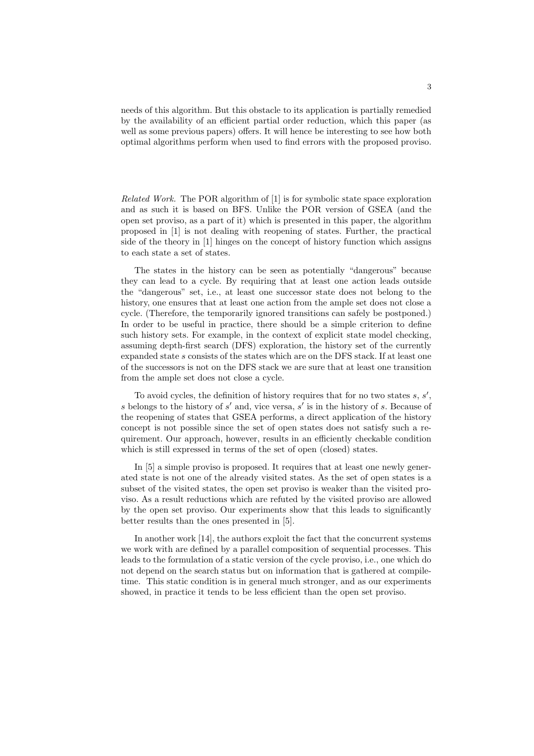needs of this algorithm. But this obstacle to its application is partially remedied by the availability of an efficient partial order reduction, which this paper (as well as some previous papers) offers. It will hence be interesting to see how both optimal algorithms perform when used to find errors with the proposed proviso.

*Related Work.* The POR algorithm of [1] is for symbolic state space exploration and as such it is based on BFS. Unlike the POR version of GSEA (and the open set proviso, as a part of it) which is presented in this paper, the algorithm proposed in [1] is not dealing with reopening of states. Further, the practical side of the theory in [1] hinges on the concept of history function which assigns to each state a set of states.

The states in the history can be seen as potentially "dangerous" because they can lead to a cycle. By requiring that at least one action leads outside the "dangerous" set, i.e., at least one successor state does not belong to the history, one ensures that at least one action from the ample set does not close a cycle. (Therefore, the temporarily ignored transitions can safely be postponed.) In order to be useful in practice, there should be a simple criterion to define such history sets. For example, in the context of explicit state model checking, assuming depth-first search (DFS) exploration, the history set of the currently expanded state $s$ consists of the states which are on the DFS stack. If at least one of the successors is not on the DFS stack we are sure that at least one transition from the ample set does not close a cycle.

To avoid cycles, the definition of history requires that for no two states $s$, $s'$, $s$ belongs to the history of $s'$ and, vice versa, $s'$ is in the history of $s$. Because of the reopening of states that GSEA performs, a direct application of the history concept is not possible since the set of open states does not satisfy such a requirement. Our approach, however, results in an efficiently checkable condition which is still expressed in terms of the set of open (closed) states.

In [5] a simple proviso is proposed. It requires that at least one newly generated state is not one of the already visited states. As the set of open states is a subset of the visited states, the open set proviso is weaker than the visited proviso. As a result reductions which are refuted by the visited proviso are allowed by the open set proviso. Our experiments show that this leads to significantly better results than the ones presented in [5].

In another work [14], the authors exploit the fact that the concurrent systems we work with are defined by a parallel composition of sequential processes. This leads to the formulation of a static version of the cycle proviso, i.e., one which do not depend on the search status but on information that is gathered at compile-time. This static condition is in general much stronger, and as our experiments showed, in practice it tends to be less efficient than the open set proviso.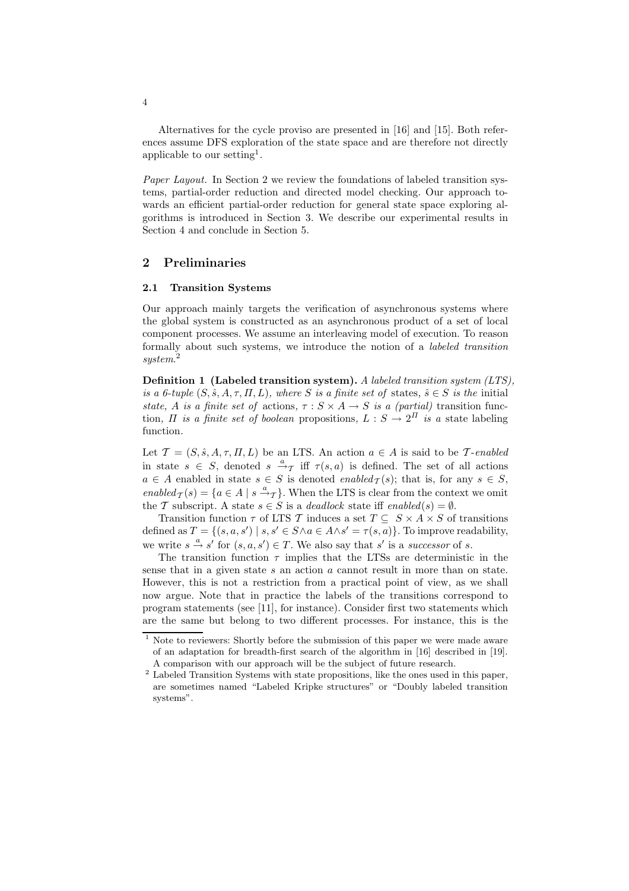Alternatives for the cycle proviso are presented in [16] and [15]. Both references assume DFS exploration of the state space and are therefore not directly applicable to our setting[1].

*Paper Layout.* In Section 2 we review the foundations of labeled transition systems, partial-order reduction and directed model checking. Our approach towards an efficient partial-order reduction for general state space exploring algorithms is introduced in Section 3. We describe our experimental results in Section 4 and conclude in Section 5.

## 2 Preliminaries

### 2.1 Transition Systems

Our approach mainly targets the verification of asynchronous systems where the global system is constructed as an asynchronous product of a set of local component processes. We assume an interleaving model of execution. To reason formally about such systems, we introduce the notion of a *labeled transition system*.[2]

**Definition 1 (Labeled transition system).** *A labeled transition system (LTS), is a 6-tuple $(S, \hat{s}, A, \tau, \Pi, L)$, where $S$ is a finite set of* states*, $\hat{s} \in S$ is the* initial state*, $A$ is a finite set of* actions*, $\tau : S \times A \to S$ is a (partial)* transition function*, $\Pi$ is a finite set of boolean* propositions*, $L : S \to 2^{\Pi}$ is a* state labeling function.

Let $\mathcal{T} = (S, \hat{s}, A, \tau, \Pi, L)$ be an LTS. An action $a \in A$ is said to be $\mathcal{T}$*-enabled* in state $s \in S$, denoted $s \xrightarrow{a}_{\mathcal{T}}$ iff $\tau(s, a)$ is defined. The set of all actions $a \in A$ enabled in state $s \in S$ is denoted $\mathit{enabled}_{\mathcal{T}}(s)$; that is, for any $s \in S$, $\mathit{enabled}_{\mathcal{T}}(s) = \{a \in A \mid s \xrightarrow{a}_{\mathcal{T}}\}$. When the LTS is clear from the context we omit the $\mathcal{T}$ subscript. A state $s \in S$ is a *deadlock* state iff $\mathit{enabled}(s) = \emptyset$.

Transition function $\tau$ of LTS $\mathcal{T}$ induces a set $T \subseteq S \times A \times S$ of transitions defined as $T = \{(s, a, s') \mid s, s' \in S \wedge a \in A \wedge s' = \tau(s, a)\}$. To improve readability, we write $s \xrightarrow{a} s'$ for $(s, a, s') \in T$. We also say that $s'$ is a *successor* of $s$.

The transition function $\tau$ implies that the LTSs are deterministic in the sense that in a given state $s$ an action $a$ cannot result in more than on state. However, this is not a restriction from a practical point of view, as we shall now argue. Note that in practice the labels of the transitions correspond to program statements (see [11], for instance). Consider first two statements which are the same but belong to two different processes. For instance, this is the

[1] Note to reviewers: Shortly before the submission of this paper we were made aware of an adaptation for breadth-first search of the algorithm in [16] described in [19]. A comparison with our approach will be the subject of future research.

[2] Labeled Transition Systems with state propositions, like the ones used in this paper, are sometimes named "Labeled Kripke structures" or "Doubly labeled transition systems".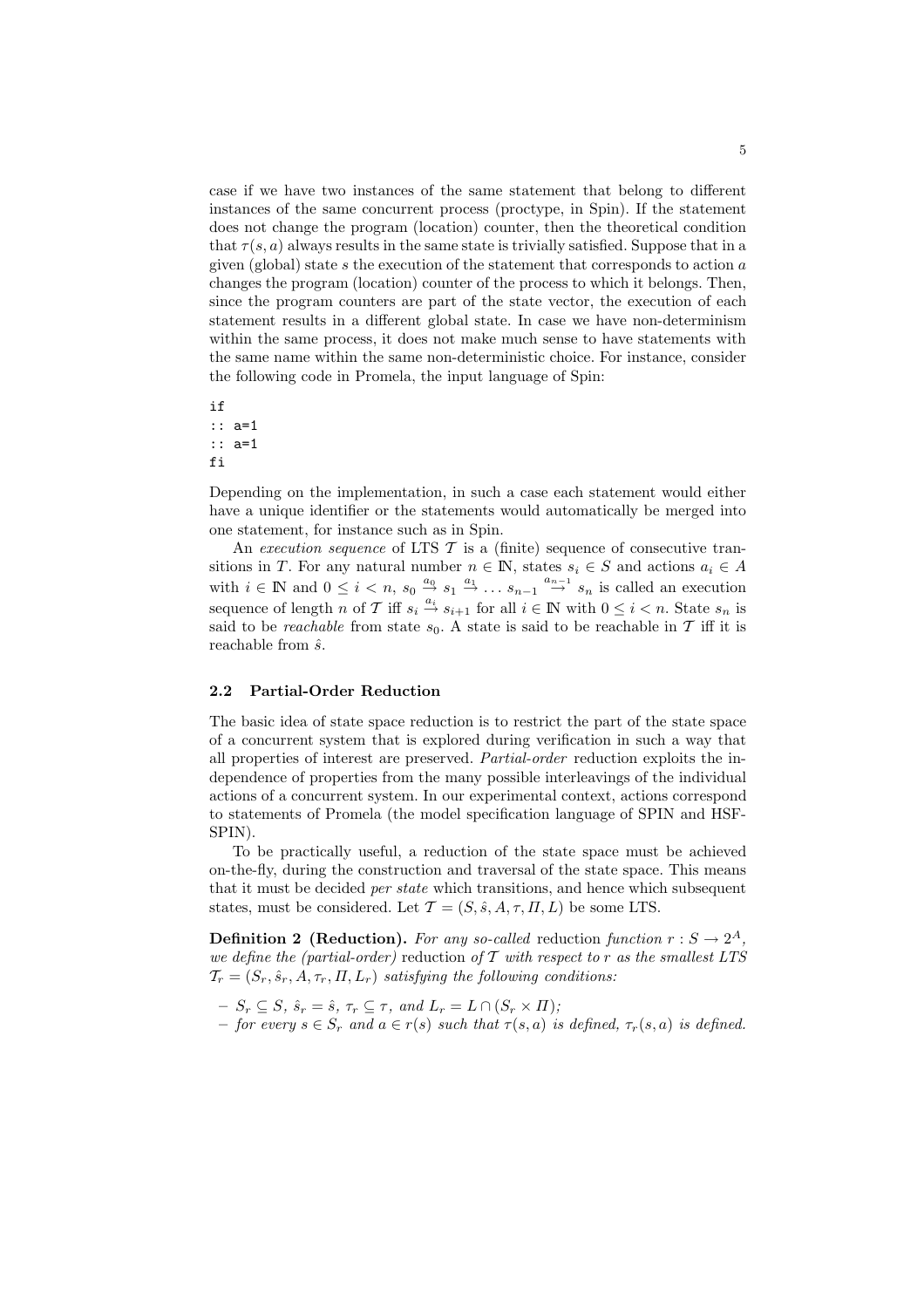case if we have two instances of the same statement that belong to different instances of the same concurrent process (proctype, in Spin). If the statement does not change the program (location) counter, then the theoretical condition that $\tau(s, a)$ always results in the same state is trivially satisfied. Suppose that in a given (global) state $s$ the execution of the statement that corresponds to action $a$ changes the program (location) counter of the process to which it belongs. Then, since the program counters are part of the state vector, the execution of each statement results in a different global state. In case we have non-determinism within the same process, it does not make much sense to have statements with the same name within the same non-deterministic choice. For instance, consider the following code in Promela, the input language of Spin:

```
if
:: a=1
:: a=1
fi
```

Depending on the implementation, in such a case each statement would either have a unique identifier or the statements would automatically be merged into one statement, for instance such as in Spin.

An *execution sequence* of LTS $\mathcal{T}$ is a (finite) sequence of consecutive transitions in $T$. For any natural number $n \in \mathbb{N}$, states $s_i \in S$ and actions $a_i \in A$ with $i \in \mathbb{N}$ and $0 \leq i < n$, $s_0 \stackrel{a_0}{\rightarrow} s_1 \stackrel{a_1}{\rightarrow} \ldots s_{n-1} \stackrel{a_{n-1}}{\rightarrow} s_n$ is called an execution sequence of length $n$ of $\mathcal{T}$ iff $s_i \stackrel{a_i}{\rightarrow} s_{i+1}$ for all $i \in \mathbb{N}$ with $0 \leq i < n$. State $s_n$ is said to be *reachable* from state $s_0$. A state is said to be reachable in $\mathcal{T}$ iff it is reachable from $\hat{s}$.

### 2.2 Partial-Order Reduction

The basic idea of state space reduction is to restrict the part of the state space of a concurrent system that is explored during verification in such a way that all properties of interest are preserved. *Partial-order* reduction exploits the independence of properties from the many possible interleavings of the individual actions of a concurrent system. In our experimental context, actions correspond to statements of Promela (the model specification language of SPIN and HSF-SPIN).

To be practically useful, a reduction of the state space must be achieved on-the-fly, during the construction and traversal of the state space. This means that it must be decided *per state* which transitions, and hence which subsequent states, must be considered. Let $\mathcal{T} = (S, \hat{s}, A, \tau, \Pi, L)$ be some LTS.

**Definition 2 (Reduction).** *For any so-called* reduction *function* $r : S \rightarrow 2^A$, *we define the (partial-order)* reduction *of* $\mathcal{T}$ *with respect to* $r$ *as the smallest LTS* $\mathcal{T}_r = (S_r, \hat{s}_r, A, \tau_r, \Pi, L_r)$ *satisfying the following conditions:*

- $S_r \subseteq S$, $\hat{s}_r = \hat{s}$, $\tau_r \subseteq \tau$, *and* $L_r = L \cap (S_r \times \Pi)$*;*
- *for every* $s \in S_r$ *and* $a \in r(s)$ *such that* $\tau(s, a)$ *is defined,* $\tau_r(s, a)$ *is defined.*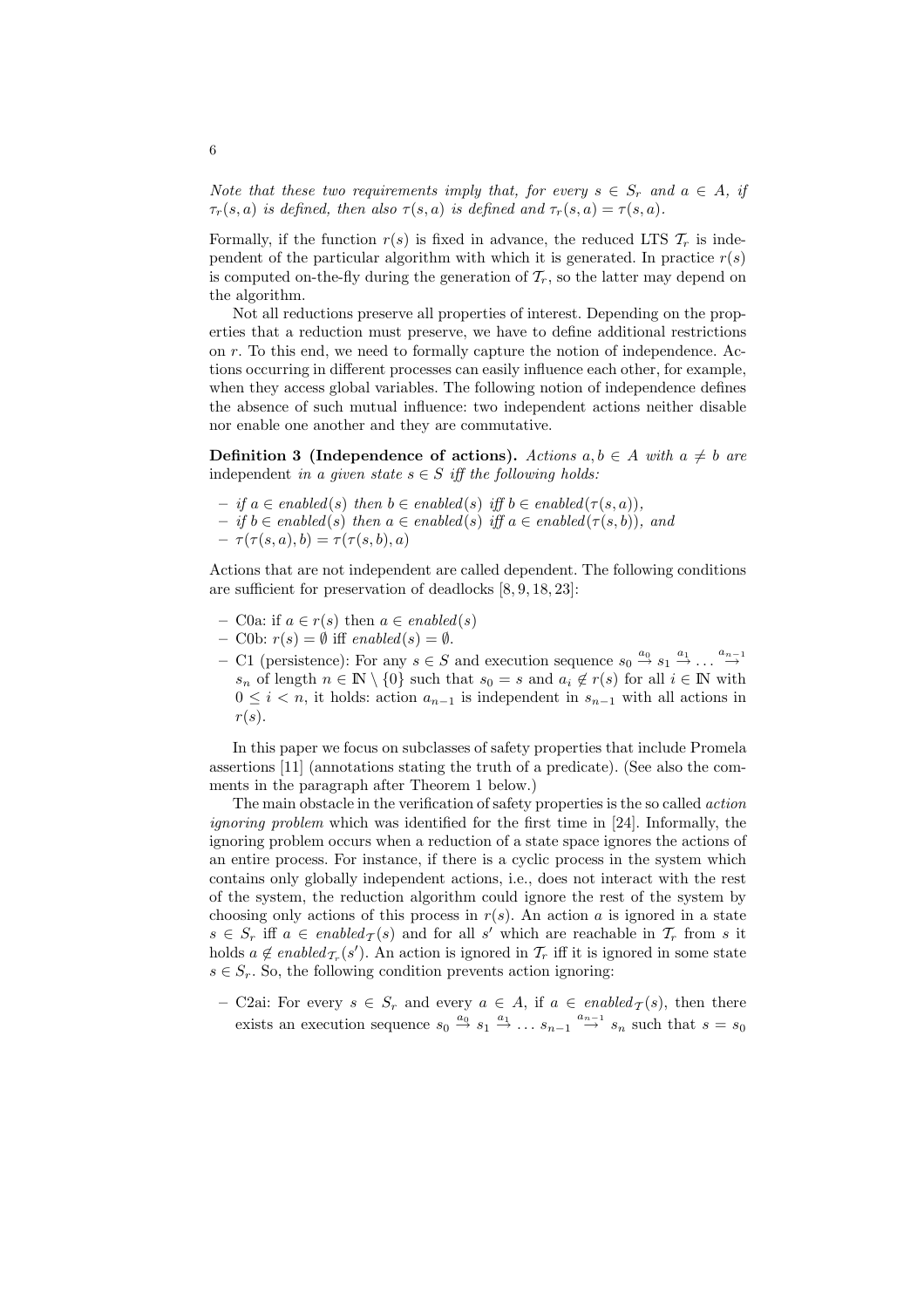*Note that these two requirements imply that, for every $s \in S_r$ and $a \in A$, if $\tau_r(s,a)$ is defined, then also $\tau(s,a)$ is defined and $\tau_r(s,a) = \tau(s,a)$.*

Formally, if the function $r(s)$ is fixed in advance, the reduced LTS $\mathcal{T}_r$ is independent of the particular algorithm with which it is generated. In practice $r(s)$ is computed on-the-fly during the generation of $\mathcal{T}_r$, so the latter may depend on the algorithm.

Not all reductions preserve all properties of interest. Depending on the properties that a reduction must preserve, we have to define additional restrictions on $r$. To this end, we need to formally capture the notion of independence. Actions occurring in different processes can easily influence each other, for example, when they access global variables. The following notion of independence defines the absence of such mutual influence: two independent actions neither disable nor enable one another and they are commutative.

**Definition 3 (Independence of actions).** *Actions $a, b \in A$ with $a \neq b$ are* independent *in a given state $s \in S$ iff the following holds:*

- *if $a \in enabled(s)$ then $b \in enabled(s)$ iff $b \in enabled(\tau(s,a))$,*
- *if $b \in enabled(s)$ then $a \in enabled(s)$ iff $a \in enabled(\tau(s,b))$, and*
- *$\tau(\tau(s,a),b) = \tau(\tau(s,b),a)$*

Actions that are not independent are called dependent. The following conditions are sufficient for preservation of deadlocks [8, 9, 18, 23]:

- C0a: if $a \in r(s)$ then $a \in enabled(s)$
- C0b: $r(s) = \emptyset$ iff $enabled(s) = \emptyset$.
- C1 (persistence): For any $s \in S$ and execution sequence $s_0 \xrightarrow{a_0} s_1 \xrightarrow{a_1} \ldots \xrightarrow{a_{n-1}} s_n$ of length $n \in \mathbb{N} \setminus \{0\}$ such that $s_0 = s$ and $a_i \notin r(s)$ for all $i \in \mathbb{N}$ with $0 \leq i < n$, it holds: action $a_{n-1}$ is independent in $s_{n-1}$ with all actions in $r(s)$.

In this paper we focus on subclasses of safety properties that include Promela assertions [11] (annotations stating the truth of a predicate). (See also the comments in the paragraph after Theorem 1 below.)

The main obstacle in the verification of safety properties is the so called *action ignoring problem* which was identified for the first time in [24]. Informally, the ignoring problem occurs when a reduction of a state space ignores the actions of an entire process. For instance, if there is a cyclic process in the system which contains only globally independent actions, i.e., does not interact with the rest of the system, the reduction algorithm could ignore the rest of the system by choosing only actions of this process in $r(s)$. An action $a$ is ignored in a state $s \in S_r$ iff $a \in enabled_{\mathcal{T}}(s)$ and for all $s'$ which are reachable in $\mathcal{T}_r$ from $s$ it holds $a \notin enabled_{\mathcal{T}_r}(s')$. An action is ignored in $\mathcal{T}_r$ iff it is ignored in some state $s \in S_r$. So, the following condition prevents action ignoring:

- C2ai: For every $s \in S_r$ and every $a \in A$, if $a \in enabled_{\mathcal{T}}(s)$, then there exists an execution sequence $s_0 \xrightarrow{a_0} s_1 \xrightarrow{a_1} \ldots s_{n-1} \xrightarrow{a_{n-1}} s_n$ such that $s = s_0$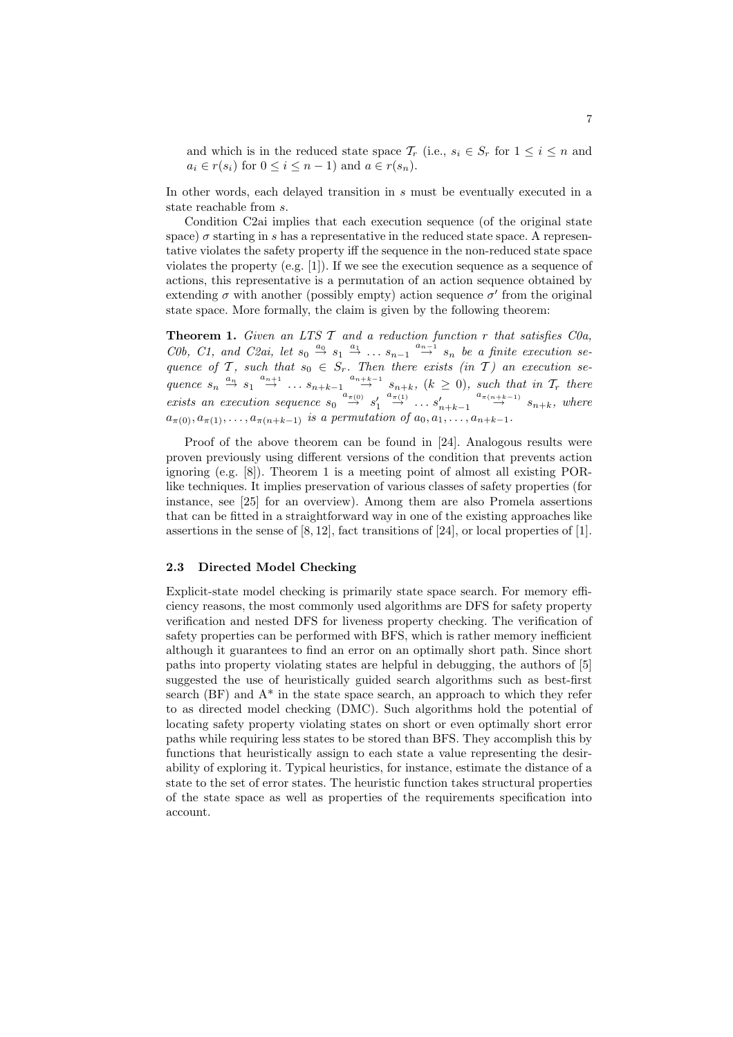and which is in the reduced state space $\mathcal{T}_r$ (i.e., $s_i \in S_r$ for $1 \leq i \leq n$ and $a_i \in r(s_i)$ for $0 \leq i \leq n-1$) and $a \in r(s_n)$.

In other words, each delayed transition in $s$ must be eventually executed in a state reachable from $s$.

Condition C2ai implies that each execution sequence (of the original state space) $\sigma$ starting in $s$ has a representative in the reduced state space. A representative violates the safety property iff the sequence in the non-reduced state space violates the property (e.g. [1]). If we see the execution sequence as a sequence of actions, this representative is a permutation of an action sequence obtained by extending $\sigma$ with another (possibly empty) action sequence $\sigma'$ from the original state space. More formally, the claim is given by the following theorem:

**Theorem 1.** *Given an LTS $\mathcal{T}$ and a reduction function $r$ that satisfies C0a, C0b, C1, and C2ai, let $s_0 \stackrel{a_0}{\to} s_1 \stackrel{a_1}{\to} \ldots s_{n-1} \stackrel{a_{n-1}}{\to} s_n$ be a finite execution sequence of $\mathcal{T}$, such that $s_0 \in S_r$. Then there exists (in $\mathcal{T}$) an execution sequence $s_n \stackrel{a_n}{\to} s_1 \stackrel{a_{n+1}}{\to} \ldots s_{n+k-1} \stackrel{a_{n+k-1}}{\to} s_{n+k}$, ($k \geq 0$), such that in $\mathcal{T}_r$ there exists an execution sequence $s_0 \stackrel{a_{\pi(0)}}{\to} s'_1 \stackrel{a_{\pi(1)}}{\to} \ldots s'_{n+k-1} \stackrel{a_{\pi(n+k-1)}}{\to} s_{n+k}$, where $a_{\pi(0)}, a_{\pi(1)}, \ldots, a_{\pi(n+k-1)}$ is a permutation of $a_0, a_1, \ldots, a_{n+k-1}$.*

Proof of the above theorem can be found in [24]. Analogous results were proven previously using different versions of the condition that prevents action ignoring (e.g. [8]). Theorem 1 is a meeting point of almost all existing POR-like techniques. It implies preservation of various classes of safety properties (for instance, see [25] for an overview). Among them are also Promela assertions that can be fitted in a straightforward way in one of the existing approaches like assertions in the sense of [8, 12], fact transitions of [24], or local properties of [1].

### 2.3 Directed Model Checking

Explicit-state model checking is primarily state space search. For memory efficiency reasons, the most commonly used algorithms are DFS for safety property verification and nested DFS for liveness property checking. The verification of safety properties can be performed with BFS, which is rather memory inefficient although it guarantees to find an error on an optimally short path. Since short paths into property violating states are helpful in debugging, the authors of [5] suggested the use of heuristically guided search algorithms such as best-first search (BF) and A* in the state space search, an approach to which they refer to as directed model checking (DMC). Such algorithms hold the potential of locating safety property violating states on short or even optimally short error paths while requiring less states to be stored than BFS. They accomplish this by functions that heuristically assign to each state a value representing the desirability of exploring it. Typical heuristics, for instance, estimate the distance of a state to the set of error states. The heuristic function takes structural properties of the state space as well as properties of the requirements specification into account.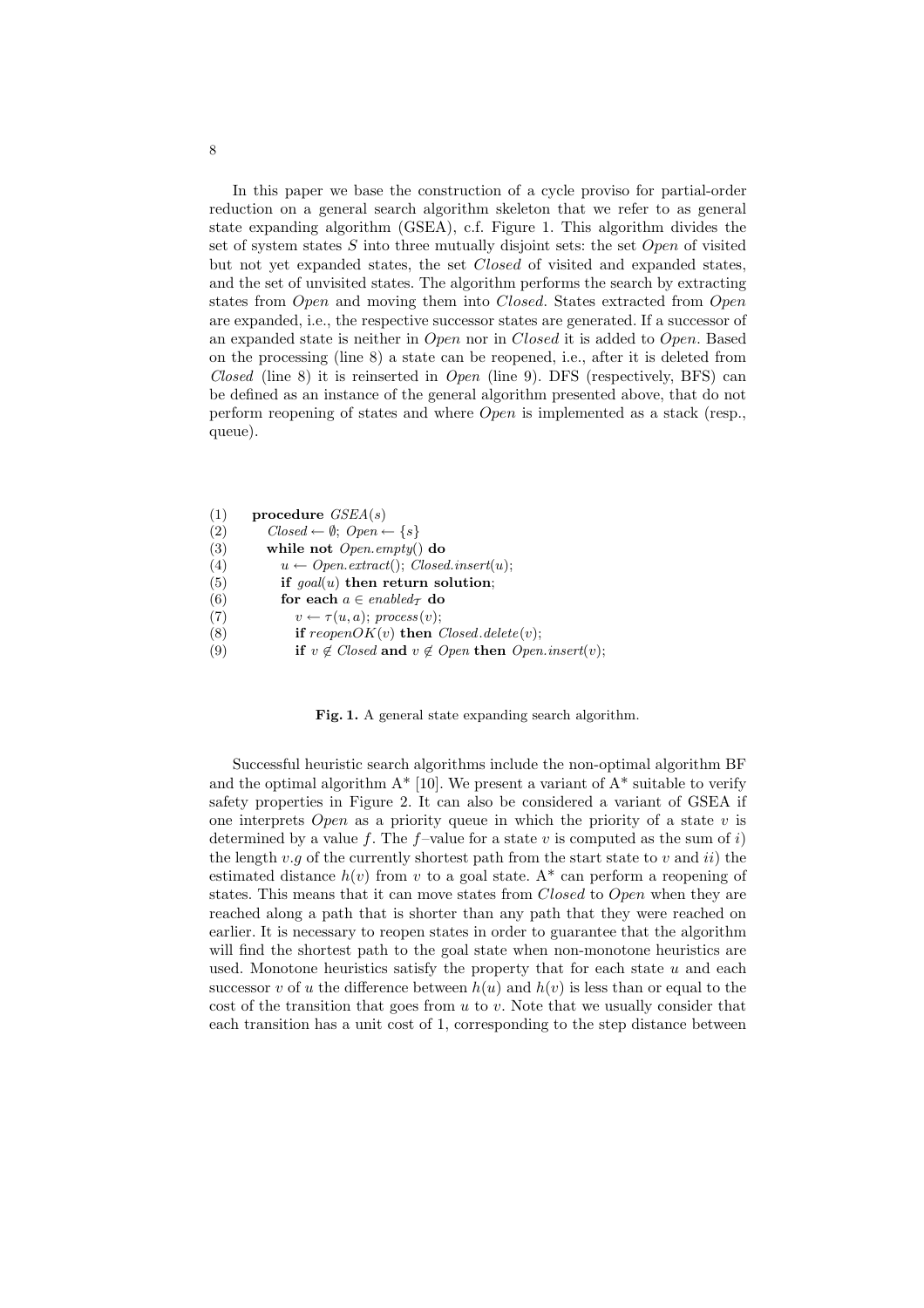In this paper we base the construction of a cycle proviso for partial-order reduction on a general search algorithm skeleton that we refer to as general state expanding algorithm (GSEA), c.f. Figure 1. This algorithm divides the set of system states $S$ into three mutually disjoint sets: the set *Open* of visited but not yet expanded states, the set *Closed* of visited and expanded states, and the set of unvisited states. The algorithm performs the search by extracting states from *Open* and moving them into *Closed*. States extracted from *Open* are expanded, i.e., the respective successor states are generated. If a successor of an expanded state is neither in *Open* nor in *Closed* it is added to *Open*. Based on the processing (line 8) a state can be reopened, i.e., after it is deleted from *Closed* (line 8) it is reinserted in *Open* (line 9). DFS (respectively, BFS) can be defined as an instance of the general algorithm presented above, that do not perform reopening of states and where *Open* is implemented as a stack (resp., queue).

```
(1)  procedure GSEA(s)
(2)     Closed ← ∅; Open ← {s}
(3)     while not Open.empty() do
(4)        u ← Open.extract(); Closed.insert(u);
(5)        if goal(u) then return solution;
(6)        for each a ∈ enabled_T do
(7)           v ← τ(u, a); process(v);
(8)           if reopenOK(v) then Closed.delete(v);
(9)           if v ∉ Closed and v ∉ Open then Open.insert(v);
```

**Fig. 1.** A general state expanding search algorithm.

Successful heuristic search algorithms include the non-optimal algorithm BF and the optimal algorithm A* [10]. We present a variant of A* suitable to verify safety properties in Figure 2. It can also be considered a variant of GSEA if one interprets *Open* as a priority queue in which the priority of a state $v$ is determined by a value $f$. The $f$–value for a state $v$ is computed as the sum of *i*) the length $v.g$ of the currently shortest path from the start state to $v$ and *ii*) the estimated distance $h(v)$ from $v$ to a goal state. A* can perform a reopening of states. This means that it can move states from *Closed* to *Open* when they are reached along a path that is shorter than any path that they were reached on earlier. It is necessary to reopen states in order to guarantee that the algorithm will find the shortest path to the goal state when non-monotone heuristics are used. Monotone heuristics satisfy the property that for each state $u$ and each successor $v$ of $u$ the difference between $h(u)$ and $h(v)$ is less than or equal to the cost of the transition that goes from $u$ to $v$. Note that we usually consider that each transition has a unit cost of 1, corresponding to the step distance between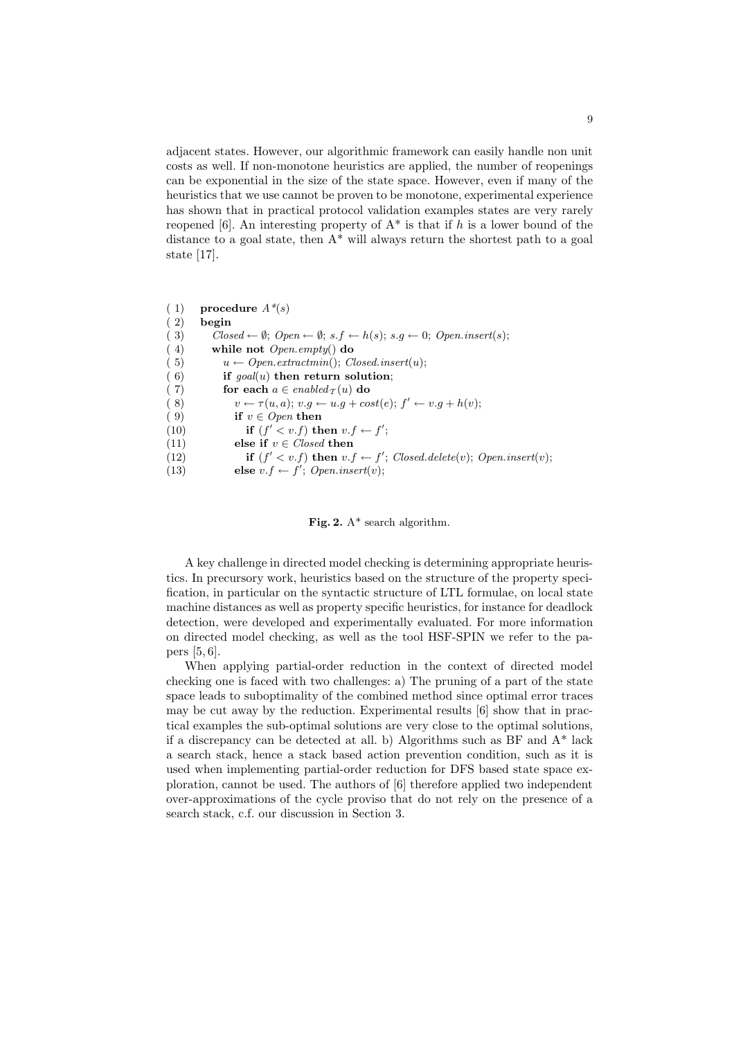adjacent states. However, our algorithmic framework can easily handle non unit costs as well. If non-monotone heuristics are applied, the number of reopenings can be exponential in the size of the state space. However, even if many of the heuristics that we use cannot be proven to be monotone, experimental experience has shown that in practical protocol validation examples states are very rarely reopened [6]. An interesting property of A* is that if $h$ is a lower bound of the distance to a goal state, then A* will always return the shortest path to a goal state [17].

```
( 1)  procedure A*(s)
( 2)  begin
( 3)    Closed ← ∅; Open ← ∅; s.f ← h(s); s.g ← 0; Open.insert(s);
( 4)    while not Open.empty() do
( 5)      u ← Open.extractmin(); Closed.insert(u);
( 6)      if goal(u) then return solution;
( 7)      for each a ∈ enabled_T(u) do
( 8)        v ← τ(u, a); v.g ← u.g + cost(e); f' ← v.g + h(v);
( 9)        if v ∈ Open then
(10)          if (f' < v.f) then v.f ← f';
(11)        else if v ∈ Closed then
(12)          if (f' < v.f) then v.f ← f'; Closed.delete(v); Open.insert(v);
(13)        else v.f ← f'; Open.insert(v);
```

**Fig. 2.** A* search algorithm.

A key challenge in directed model checking is determining appropriate heuristics. In precursory work, heuristics based on the structure of the property specification, in particular on the syntactic structure of LTL formulae, on local state machine distances as well as property specific heuristics, for instance for deadlock detection, were developed and experimentally evaluated. For more information on directed model checking, as well as the tool HSF-SPIN we refer to the papers [5, 6].

When applying partial-order reduction in the context of directed model checking one is faced with two challenges: a) The pruning of a part of the state space leads to suboptimality of the combined method since optimal error traces may be cut away by the reduction. Experimental results [6] show that in practical examples the sub-optimal solutions are very close to the optimal solutions, if a discrepancy can be detected at all. b) Algorithms such as BF and A* lack a search stack, hence a stack based action prevention condition, such as it is used when implementing partial-order reduction for DFS based state space exploration, cannot be used. The authors of [6] therefore applied two independent over-approximations of the cycle proviso that do not rely on the presence of a search stack, c.f. our discussion in Section 3.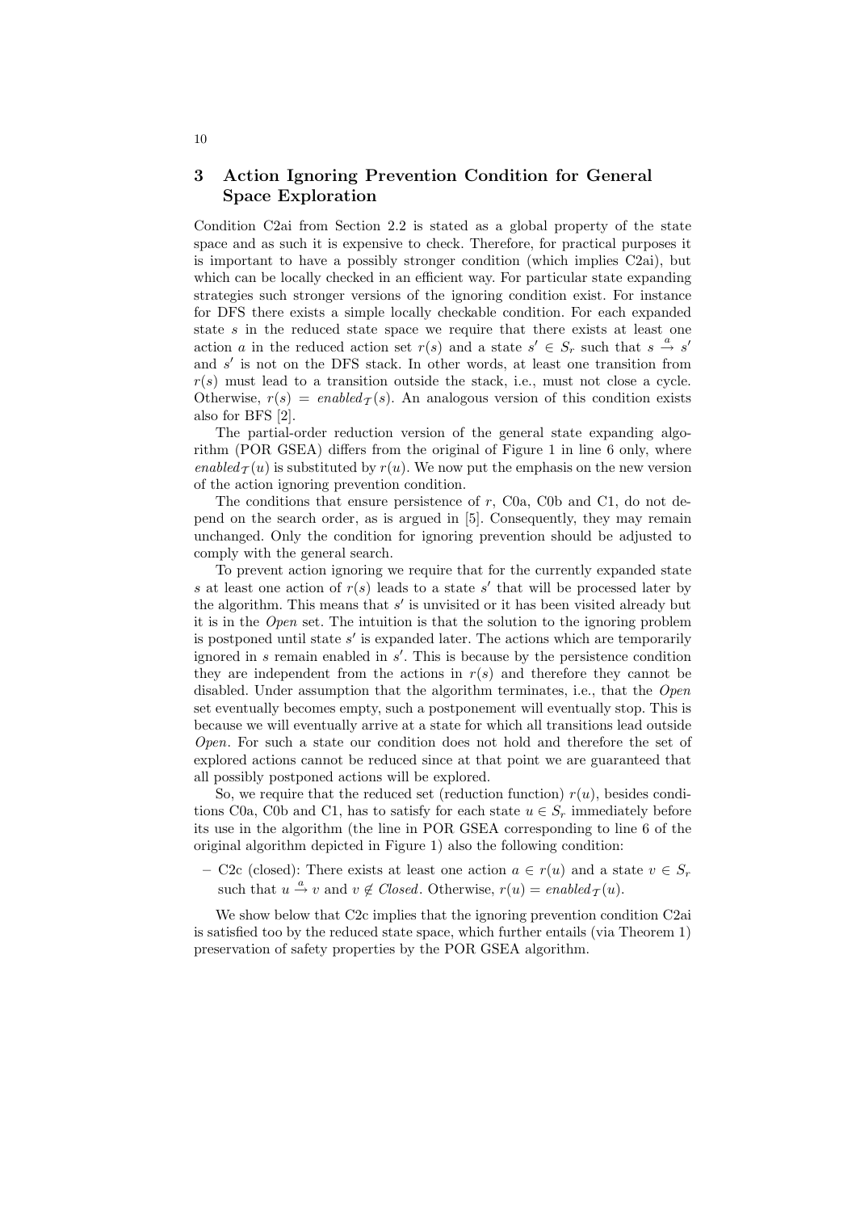## 3 Action Ignoring Prevention Condition for General Space Exploration

Condition C2ai from Section 2.2 is stated as a global property of the state space and as such it is expensive to check. Therefore, for practical purposes it is important to have a possibly stronger condition (which implies C2ai), but which can be locally checked in an efficient way. For particular state expanding strategies such stronger versions of the ignoring condition exist. For instance for DFS there exists a simple locally checkable condition. For each expanded state $s$ in the reduced state space we require that there exists at least one action $a$ in the reduced action set $r(s)$ and a state $s' \in S_r$ such that $s \xrightarrow{a} s'$ and $s'$ is not on the DFS stack. In other words, at least one transition from $r(s)$ must lead to a transition outside the stack, i.e., must not close a cycle. Otherwise, $r(s) = \mathit{enabled}_{\mathcal{T}}(s)$. An analogous version of this condition exists also for BFS [2].

The partial-order reduction version of the general state expanding algorithm (POR GSEA) differs from the original of Figure 1 in line 6 only, where $\mathit{enabled}_{\mathcal{T}}(u)$ is substituted by $r(u)$. We now put the emphasis on the new version of the action ignoring prevention condition.

The conditions that ensure persistence of $r$, C0a, C0b and C1, do not depend on the search order, as is argued in [5]. Consequently, they may remain unchanged. Only the condition for ignoring prevention should be adjusted to comply with the general search.

To prevent action ignoring we require that for the currently expanded state $s$ at least one action of $r(s)$ leads to a state $s'$ that will be processed later by the algorithm. This means that $s'$ is unvisited or it has been visited already but it is in the *Open* set. The intuition is that the solution to the ignoring problem is postponed until state $s'$ is expanded later. The actions which are temporarily ignored in $s$ remain enabled in $s'$. This is because by the persistence condition they are independent from the actions in $r(s)$ and therefore they cannot be disabled. Under assumption that the algorithm terminates, i.e., that the *Open* set eventually becomes empty, such a postponement will eventually stop. This is because we will eventually arrive at a state for which all transitions lead outside *Open*. For such a state our condition does not hold and therefore the set of explored actions cannot be reduced since at that point we are guaranteed that all possibly postponed actions will be explored.

So, we require that the reduced set (reduction function) $r(u)$, besides conditions C0a, C0b and C1, has to satisfy for each state $u \in S_r$ immediately before its use in the algorithm (the line in POR GSEA corresponding to line 6 of the original algorithm depicted in Figure 1) also the following condition:

- C2c (closed): There exists at least one action $a \in r(u)$ and a state $v \in S_r$ such that $u \xrightarrow{a} v$ and $v \notin \mathit{Closed}$. Otherwise, $r(u) = \mathit{enabled}_{\mathcal{T}}(u)$.

We show below that C2c implies that the ignoring prevention condition C2ai is satisfied too by the reduced state space, which further entails (via Theorem 1) preservation of safety properties by the POR GSEA algorithm.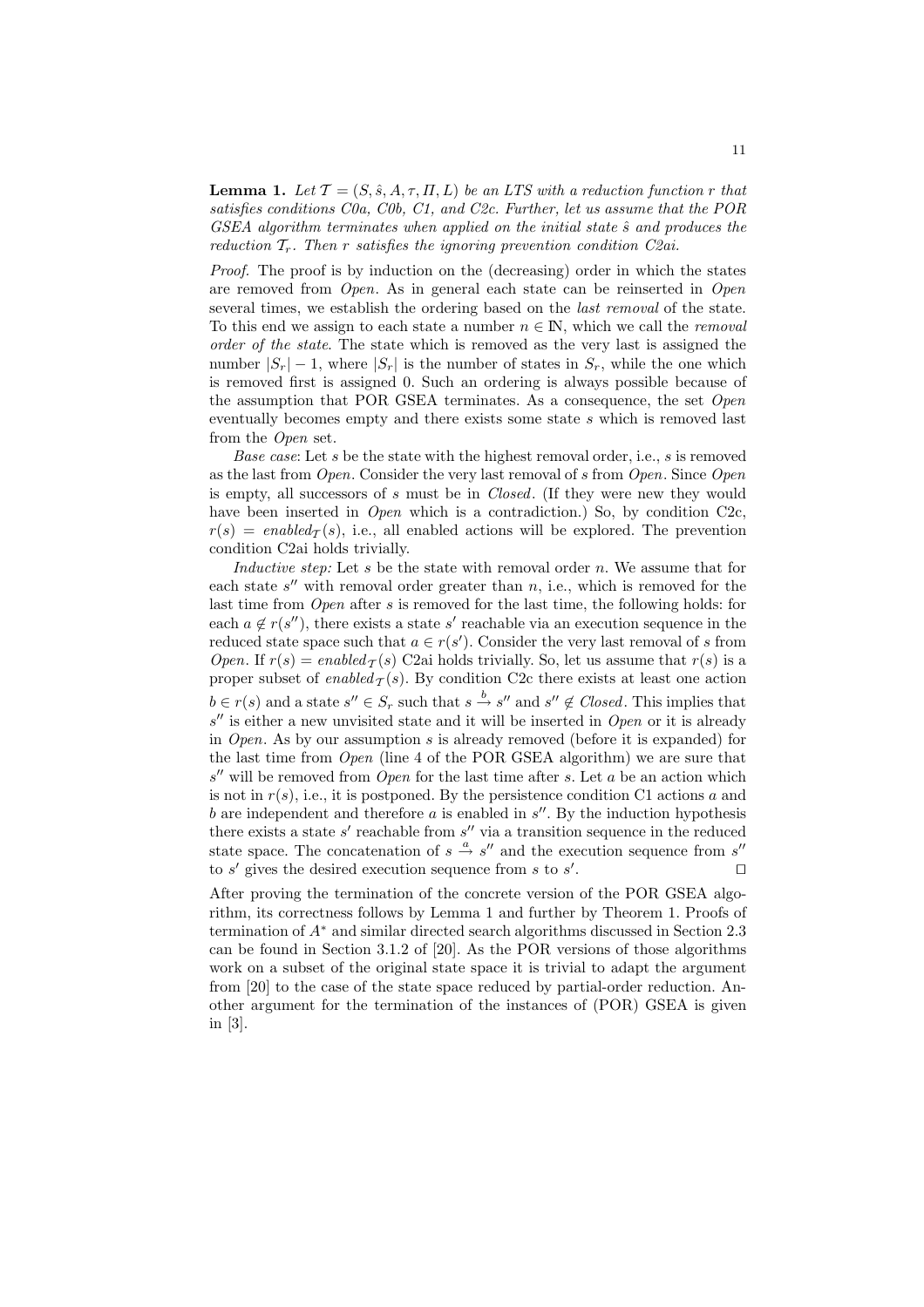**Lemma 1.** *Let $\mathcal{T} = (S, \hat{s}, A, \tau, \Pi, L)$ be an LTS with a reduction function $r$ that satisfies conditions C0a, C0b, C1, and C2c. Further, let us assume that the POR GSEA algorithm terminates when applied on the initial state $\hat{s}$ and produces the reduction $\mathcal{T}_r$. Then $r$ satisfies the ignoring prevention condition C2ai.*

*Proof.* The proof is by induction on the (decreasing) order in which the states are removed from *Open*. As in general each state can be reinserted in *Open* several times, we establish the ordering based on the *last removal* of the state. To this end we assign to each state a number $n \in \mathbb{N}$, which we call the *removal order of the state*. The state which is removed as the very last is assigned the number $|S_r| - 1$, where $|S_r|$ is the number of states in $S_r$, while the one which is removed first is assigned 0. Such an ordering is always possible because of the assumption that POR GSEA terminates. As a consequence, the set *Open* eventually becomes empty and there exists some state $s$ which is removed last from the *Open* set.

*Base case*: Let $s$ be the state with the highest removal order, i.e., $s$ is removed as the last from *Open*. Consider the very last removal of $s$ from *Open*. Since *Open* is empty, all successors of $s$ must be in *Closed*. (If they were new they would have been inserted in *Open* which is a contradiction.) So, by condition C2c, $r(s) = enabled_{\mathcal{T}}(s)$, i.e., all enabled actions will be explored. The prevention condition C2ai holds trivially.

*Inductive step:* Let $s$ be the state with removal order $n$. We assume that for each state $s''$ with removal order greater than $n$, i.e., which is removed for the last time from *Open* after $s$ is removed for the last time, the following holds: for each $a \notin r(s'')$, there exists a state $s'$ reachable via an execution sequence in the reduced state space such that $a \in r(s')$. Consider the very last removal of $s$ from *Open*. If $r(s) = enabled_{\mathcal{T}}(s)$ C2ai holds trivially. So, let us assume that $r(s)$ is a proper subset of $enabled_{\mathcal{T}}(s)$. By condition C2c there exists at least one action $b \in r(s)$ and a state $s'' \in S_r$ such that $s \xrightarrow{b} s''$ and $s'' \notin Closed$. This implies that $s''$ is either a new unvisited state and it will be inserted in *Open* or it is already in *Open*. As by our assumption $s$ is already removed (before it is expanded) for the last time from *Open* (line 4 of the POR GSEA algorithm) we are sure that $s''$ will be removed from *Open* for the last time after $s$. Let $a$ be an action which is not in $r(s)$, i.e., it is postponed. By the persistence condition C1 actions $a$ and $b$ are independent and therefore $a$ is enabled in $s''$. By the induction hypothesis there exists a state $s'$ reachable from $s''$ via a transition sequence in the reduced state space. The concatenation of $s \xrightarrow{a} s''$ and the execution sequence from $s''$ to $s'$ gives the desired execution sequence from $s$ to $s'$. □

After proving the termination of the concrete version of the POR GSEA algorithm, its correctness follows by Lemma 1 and further by Theorem 1. Proofs of termination of $A^*$ and similar directed search algorithms discussed in Section 2.3 can be found in Section 3.1.2 of [20]. As the POR versions of those algorithms work on a subset of the original state space it is trivial to adapt the argument from [20] to the case of the state space reduced by partial-order reduction. Another argument for the termination of the instances of (POR) GSEA is given in [3].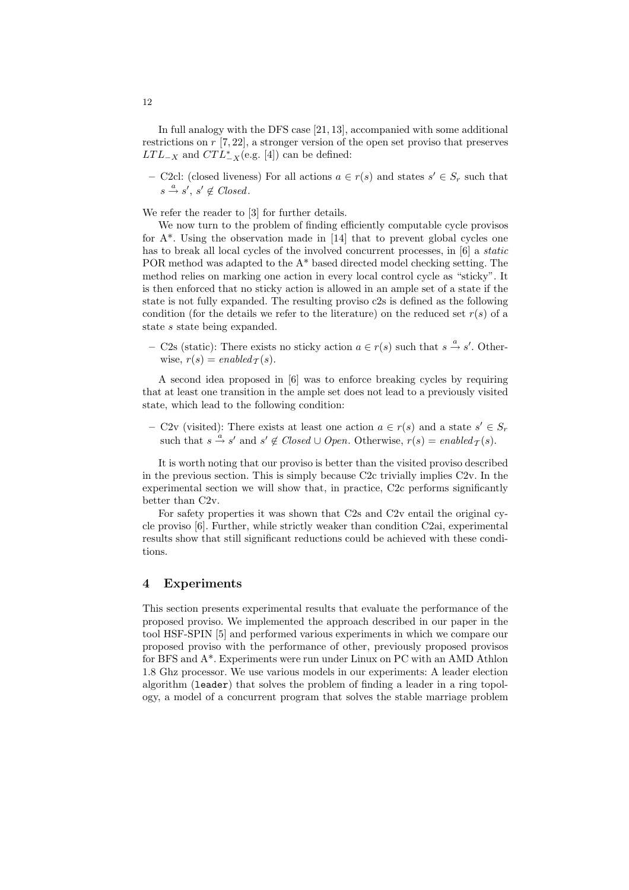In full analogy with the DFS case [21, 13], accompanied with some additional restrictions on $r$ [7, 22], a stronger version of the open set proviso that preserves $LTL_{-X}$ and $CTL^*_{-X}$(e.g. [4]) can be defined:

- C2cl: (closed liveness) For all actions $a \in r(s)$ and states $s' \in S_r$ such that $s \xrightarrow{a} s'$, $s' \notin \mathit{Closed}$.

We refer the reader to [3] for further details.

We now turn to the problem of finding efficiently computable cycle provisos for A*. Using the observation made in [14] that to prevent global cycles one has to break all local cycles of the involved concurrent processes, in [6] a *static* POR method was adapted to the A* based directed model checking setting. The method relies on marking one action in every local control cycle as "sticky". It is then enforced that no sticky action is allowed in an ample set of a state if the state is not fully expanded. The resulting proviso c2s is defined as the following condition (for the details we refer to the literature) on the reduced set $r(s)$ of a state $s$ state being expanded.

- C2s (static): There exists no sticky action $a \in r(s)$ such that $s \xrightarrow{a} s'$. Otherwise, $r(s) = \mathit{enabled}_{\mathcal{T}}(s)$.

A second idea proposed in [6] was to enforce breaking cycles by requiring that at least one transition in the ample set does not lead to a previously visited state, which lead to the following condition:

- C2v (visited): There exists at least one action $a \in r(s)$ and a state $s' \in S_r$ such that $s \xrightarrow{a} s'$ and $s' \notin \mathit{Closed} \cup \mathit{Open}$. Otherwise, $r(s) = \mathit{enabled}_{\mathcal{T}}(s)$.

It is worth noting that our proviso is better than the visited proviso described in the previous section. This is simply because C2c trivially implies C2v. In the experimental section we will show that, in practice, C2c performs significantly better than C2v.

For safety properties it was shown that C2s and C2v entail the original cycle proviso [6]. Further, while strictly weaker than condition C2ai, experimental results show that still significant reductions could be achieved with these conditions.

## 4 Experiments

This section presents experimental results that evaluate the performance of the proposed proviso. We implemented the approach described in our paper in the tool HSF-SPIN [5] and performed various experiments in which we compare our proposed proviso with the performance of other, previously proposed provisos for BFS and A*. Experiments were run under Linux on PC with an AMD Athlon 1.8 Ghz processor. We use various models in our experiments: A leader election algorithm (`leader`) that solves the problem of finding a leader in a ring topology, a model of a concurrent program that solves the stable marriage problem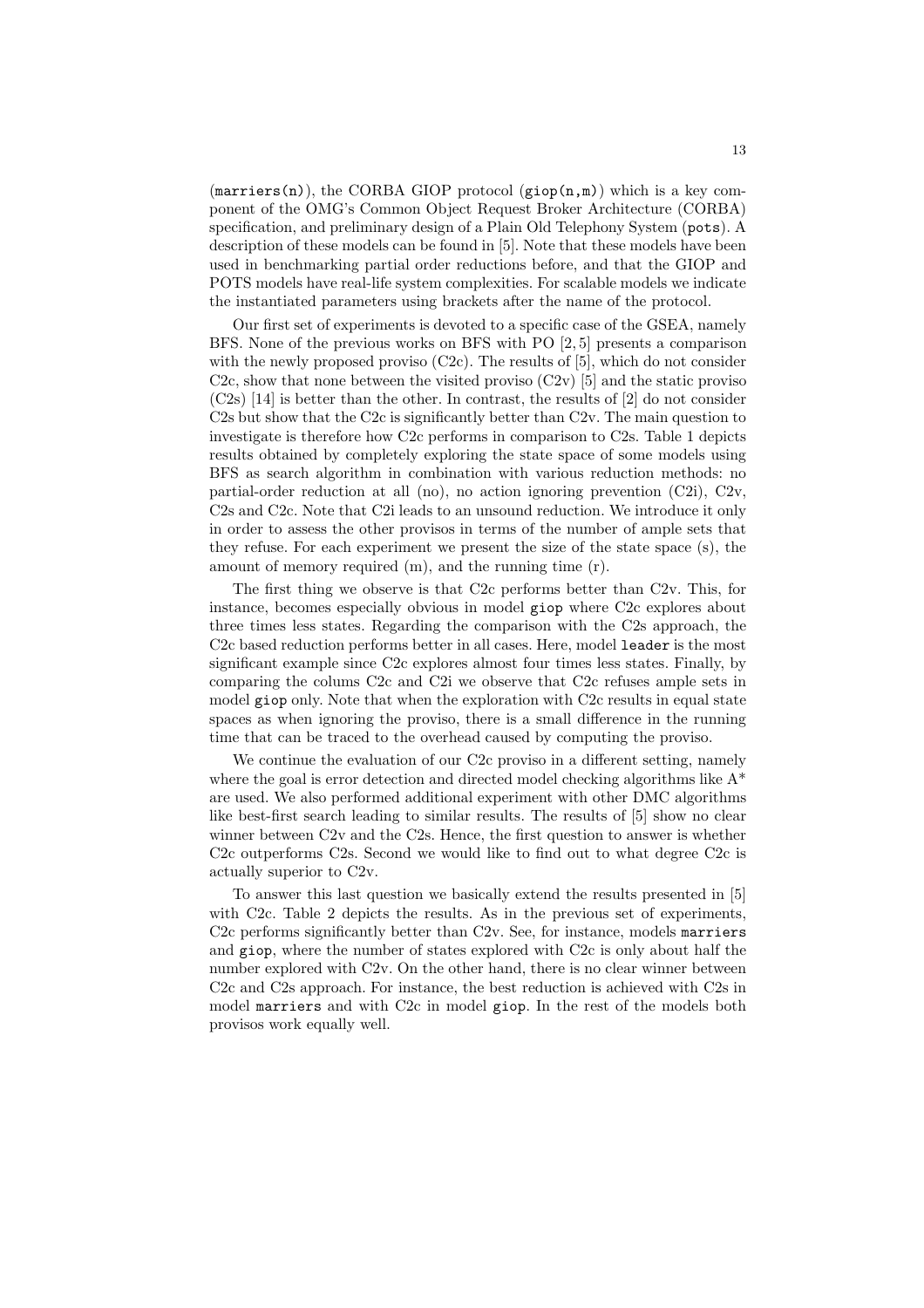(`marriers(n)`), the CORBA GIOP protocol (`giop(n,m)`) which is a key component of the OMG's Common Object Request Broker Architecture (CORBA) specification, and preliminary design of a Plain Old Telephony System (`pots`). A description of these models can be found in [5]. Note that these models have been used in benchmarking partial order reductions before, and that the GIOP and POTS models have real-life system complexities. For scalable models we indicate the instantiated parameters using brackets after the name of the protocol.

Our first set of experiments is devoted to a specific case of the GSEA, namely BFS. None of the previous works on BFS with PO [2, 5] presents a comparison with the newly proposed proviso (C2c). The results of [5], which do not consider C2c, show that none between the visited proviso (C2v) [5] and the static proviso (C2s) [14] is better than the other. In contrast, the results of [2] do not consider C2s but show that the C2c is significantly better than C2v. The main question to investigate is therefore how C2c performs in comparison to C2s. Table 1 depicts results obtained by completely exploring the state space of some models using BFS as search algorithm in combination with various reduction methods: no partial-order reduction at all (no), no action ignoring prevention (C2i), C2v, C2s and C2c. Note that C2i leads to an unsound reduction. We introduce it only in order to assess the other provisos in terms of the number of ample sets that they refuse. For each experiment we present the size of the state space (s), the amount of memory required (m), and the running time (r).

The first thing we observe is that C2c performs better than C2v. This, for instance, becomes especially obvious in model `giop` where C2c explores about three times less states. Regarding the comparison with the C2s approach, the C2c based reduction performs better in all cases. Here, model `leader` is the most significant example since C2c explores almost four times less states. Finally, by comparing the colums C2c and C2i we observe that C2c refuses ample sets in model `giop` only. Note that when the exploration with C2c results in equal state spaces as when ignoring the proviso, there is a small difference in the running time that can be traced to the overhead caused by computing the proviso.

We continue the evaluation of our C2c proviso in a different setting, namely where the goal is error detection and directed model checking algorithms like A* are used. We also performed additional experiment with other DMC algorithms like best-first search leading to similar results. The results of [5] show no clear winner between C2v and the C2s. Hence, the first question to answer is whether C2c outperforms C2s. Second we would like to find out to what degree C2c is actually superior to C2v.

To answer this last question we basically extend the results presented in [5] with C2c. Table 2 depicts the results. As in the previous set of experiments, C2c performs significantly better than C2v. See, for instance, models `marriers` and `giop`, where the number of states explored with C2c is only about half the number explored with C2v. On the other hand, there is no clear winner between C2c and C2s approach. For instance, the best reduction is achieved with C2s in model `marriers` and with C2c in model `giop`. In the rest of the models both provisos work equally well.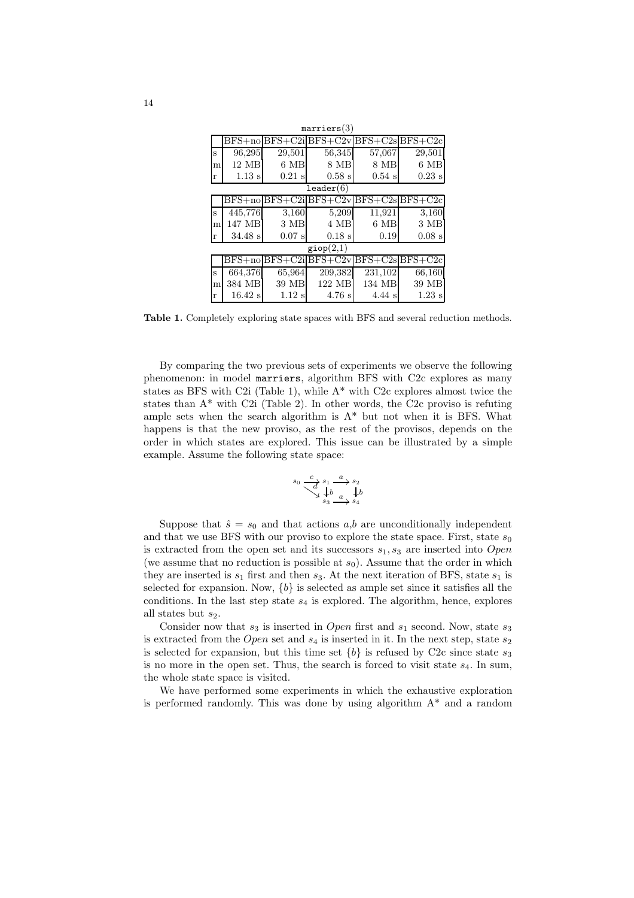| marriers(3) | | | | | |
|---|---|---|---|---|---|
| | BFS+no | BFS+C2i | BFS+C2v | BFS+C2s | BFS+C2c |
| s | 96,295 | 29,501 | 56,345 | 57,067 | 29,501 |
| m | 12 MB | 6 MB | 8 MB | 8 MB | 6 MB |
| r | 1.13 s | 0.21 s | 0.58 s | 0.54 s | 0.23 s |
| **leader(6)** | | | | | |
| | BFS+no | BFS+C2i | BFS+C2v | BFS+C2s | BFS+C2c |
| s | 445,776 | 3,160 | 5,209 | 11,921 | 3,160 |
| m | 147 MB | 3 MB | 4 MB | 6 MB | 3 MB |
| r | 34.48 s | 0.07 s | 0.18 s | 0.19 | 0.08 s |
| **giop(2,1)** | | | | | |
| | BFS+no | BFS+C2i | BFS+C2v | BFS+C2s | BFS+C2c |
| s | 664,376 | 65,964 | 209,382 | 231,102 | 66,160 |
| m | 384 MB | 39 MB | 122 MB | 134 MB | 39 MB |
| r | 16.42 s | 1.12 s | 4.76 s | 4.44 s | 1.23 s |

**Table 1.** Completely exploring state spaces with BFS and several reduction methods.

By comparing the two previous sets of experiments we observe the following phenomenon: in model marriers, algorithm BFS with C2c explores as many states as BFS with C2i (Table 1), while A* with C2c explores almost twice the states than A* with C2i (Table 2). In other words, the C2c proviso is refuting ample sets when the search algorithm is A* but not when it is BFS. What happens is that the new proviso, as the rest of the provisos, depends on the order in which states are explored. This issue can be illustrated by a simple example. Assume the following state space:

$$
\begin{array}{ccccc}
s_0 & \xrightarrow{c} & s_1 & \xrightarrow{a} & s_2 \\
& \searrow^{d} & \downarrow b & & \downarrow b \\
& & s_3 & \xrightarrow{a} & s_4
\end{array}
$$

Suppose that $\hat{s} = s_0$ and that actions $a$,$b$ are unconditionally independent and that we use BFS with our proviso to explore the state space. First, state $s_0$ is extracted from the open set and its successors $s_1, s_3$ are inserted into *Open* (we assume that no reduction is possible at $s_0$). Assume that the order in which they are inserted is $s_1$ first and then $s_3$. At the next iteration of BFS, state $s_1$ is selected for expansion. Now, $\{b\}$ is selected as ample set since it satisfies all the conditions. In the last step state $s_4$ is explored. The algorithm, hence, explores all states but $s_2$.

Consider now that $s_3$ is inserted in *Open* first and $s_1$ second. Now, state $s_3$ is extracted from the *Open* set and $s_4$ is inserted in it. In the next step, state $s_2$ is selected for expansion, but this time set $\{b\}$ is refused by C2c since state $s_3$ is no more in the open set. Thus, the search is forced to visit state $s_4$. In sum, the whole state space is visited.

We have performed some experiments in which the exhaustive exploration is performed randomly. This was done by using algorithm A* and a random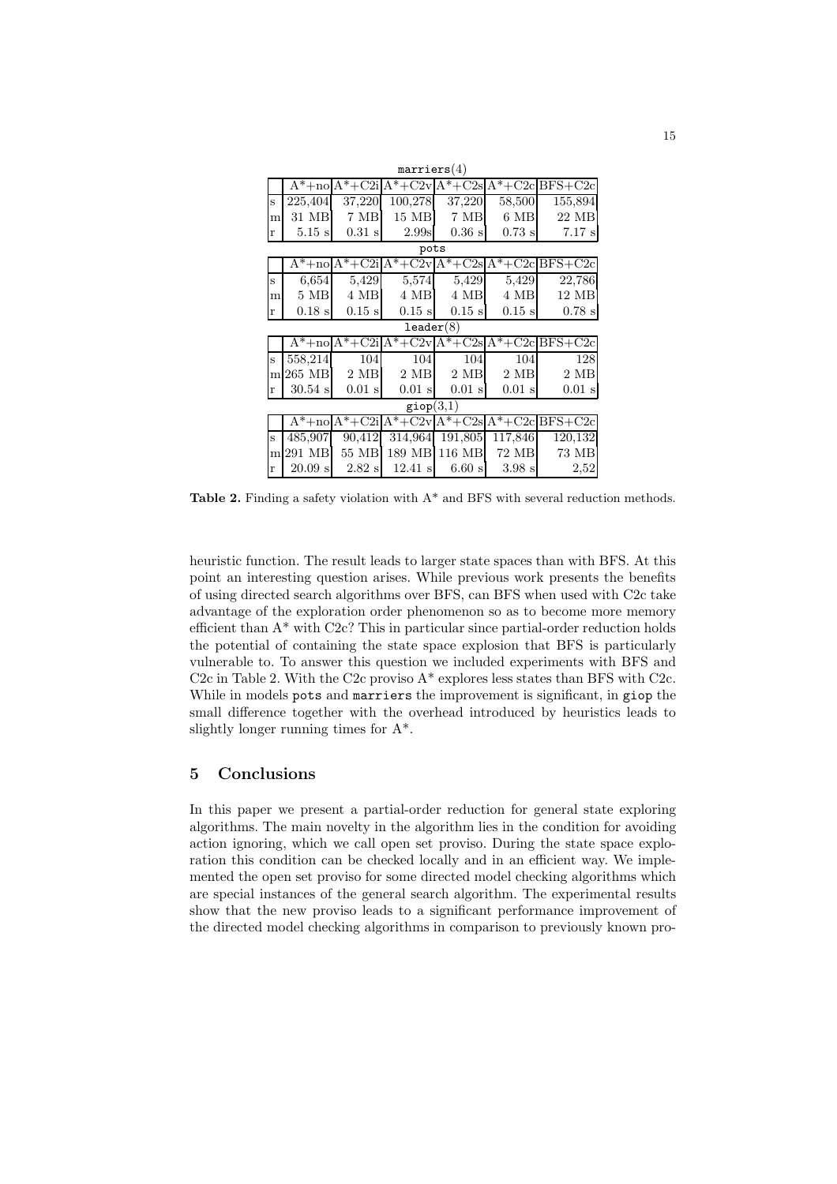| marriers(4) | | | | | | |
|---|---|---|---|---|---|---|
| | A*+no | A*+C2i | A*+C2v | A*+C2s | A*+C2c | BFS+C2c |
| s | 225,404 | 37,220 | 100,278 | 37,220 | 58,500 | 155,894 |
| m | 31 MB | 7 MB | 15 MB | 7 MB | 6 MB | 22 MB |
| r | 5.15 s | 0.31 s | 2.99s | 0.36 s | 0.73 s | 7.17 s |
| **pots** | | | | | | |
| | A*+no | A*+C2i | A*+C2v | A*+C2s | A*+C2c | BFS+C2c |
| s | 6,654 | 5,429 | 5,574 | 5,429 | 5,429 | 22,786 |
| m | 5 MB | 4 MB | 4 MB | 4 MB | 4 MB | 12 MB |
| r | 0.18 s | 0.15 s | 0.15 s | 0.15 s | 0.15 s | 0.78 s |
| **leader(8)** | | | | | | |
| | A*+no | A*+C2i | A*+C2v | A*+C2s | A*+C2c | BFS+C2c |
| s | 558,214 | 104 | 104 | 104 | 104 | 128 |
| m | 265 MB | 2 MB | 2 MB | 2 MB | 2 MB | 2 MB |
| r | 30.54 s | 0.01 s | 0.01 s | 0.01 s | 0.01 s | 0.01 s |
| **giop(3,1)** | | | | | | |
| | A*+no | A*+C2i | A*+C2v | A*+C2s | A*+C2c | BFS+C2c |
| s | 485,907 | 90,412 | 314,964 | 191,805 | 117,846 | 120,132 |
| m | 291 MB | 55 MB | 189 MB | 116 MB | 72 MB | 73 MB |
| r | 20.09 s | 2.82 s | 12.41 s | 6.60 s | 3.98 s | 2,52 |

**Table 2.** Finding a safety violation with A* and BFS with several reduction methods.

heuristic function. The result leads to larger state spaces than with BFS. At this point an interesting question arises. While previous work presents the benefits of using directed search algorithms over BFS, can BFS when used with C2c take advantage of the exploration order phenomenon so as to become more memory efficient than A* with C2c? This in particular since partial-order reduction holds the potential of containing the state space explosion that BFS is particularly vulnerable to. To answer this question we included experiments with BFS and C2c in Table 2. With the C2c proviso A* explores less states than BFS with C2c. While in models pots and marriers the improvement is significant, in giop the small difference together with the overhead introduced by heuristics leads to slightly longer running times for A*.

## 5 Conclusions

In this paper we present a partial-order reduction for general state exploring algorithms. The main novelty in the algorithm lies in the condition for avoiding action ignoring, which we call open set proviso. During the state space exploration this condition can be checked locally and in an efficient way. We implemented the open set proviso for some directed model checking algorithms which are special instances of the general search algorithm. The experimental results show that the new proviso leads to a significant performance improvement of the directed model checking algorithms in comparison to previously known pro-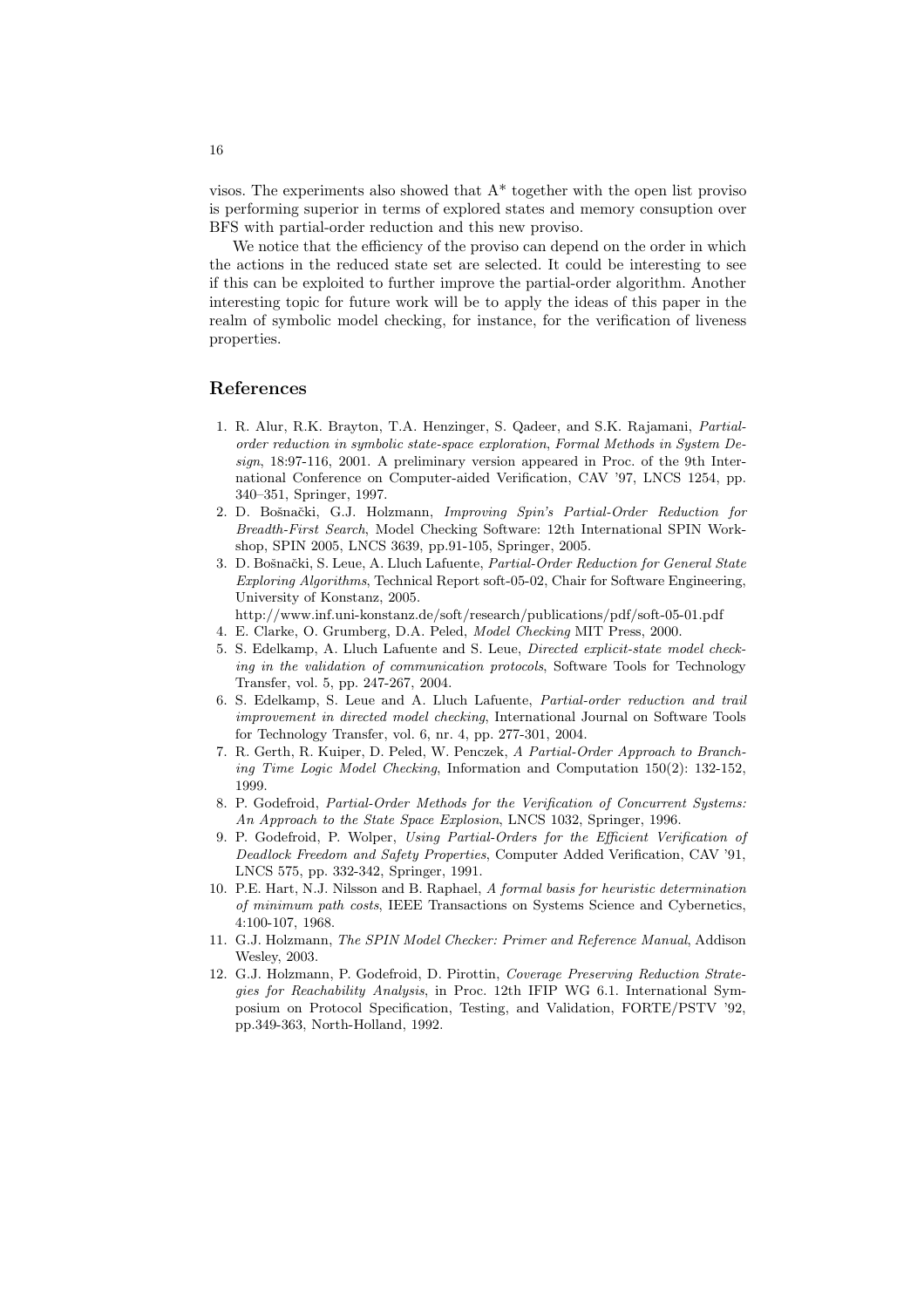visos. The experiments also showed that A* together with the open list proviso is performing superior in terms of explored states and memory consuption over BFS with partial-order reduction and this new proviso.

We notice that the efficiency of the proviso can depend on the order in which the actions in the reduced state set are selected. It could be interesting to see if this can be exploited to further improve the partial-order algorithm. Another interesting topic for future work will be to apply the ideas of this paper in the realm of symbolic model checking, for instance, for the verification of liveness properties.

## References

1. R. Alur, R.K. Brayton, T.A. Henzinger, S. Qadeer, and S.K. Rajamani, *Partial-order reduction in symbolic state-space exploration*, *Formal Methods in System Design*, 18:97-116, 2001. A preliminary version appeared in Proc. of the 9th International Conference on Computer-aided Verification, CAV '97, LNCS 1254, pp. 340–351, Springer, 1997.
2. D. Bošnački, G.J. Holzmann, *Improving Spin's Partial-Order Reduction for Breadth-First Search*, Model Checking Software: 12th International SPIN Workshop, SPIN 2005, LNCS 3639, pp.91-105, Springer, 2005.
3. D. Bošnački, S. Leue, A. Lluch Lafuente, *Partial-Order Reduction for General State Exploring Algorithms*, Technical Report soft-05-02, Chair for Software Engineering, University of Konstanz, 2005.
http://www.inf.uni-konstanz.de/soft/research/publications/pdf/soft-05-01.pdf
4. E. Clarke, O. Grumberg, D.A. Peled, *Model Checking* MIT Press, 2000.
5. S. Edelkamp, A. Lluch Lafuente and S. Leue, *Directed explicit-state model checking in the validation of communication protocols*, Software Tools for Technology Transfer, vol. 5, pp. 247-267, 2004.
6. S. Edelkamp, S. Leue and A. Lluch Lafuente, *Partial-order reduction and trail improvement in directed model checking*, International Journal on Software Tools for Technology Transfer, vol. 6, nr. 4, pp. 277-301, 2004.
7. R. Gerth, R. Kuiper, D. Peled, W. Penczek, *A Partial-Order Approach to Branching Time Logic Model Checking*, Information and Computation 150(2): 132-152, 1999.
8. P. Godefroid, *Partial-Order Methods for the Verification of Concurrent Systems: An Approach to the State Space Explosion*, LNCS 1032, Springer, 1996.
9. P. Godefroid, P. Wolper, *Using Partial-Orders for the Efficient Verification of Deadlock Freedom and Safety Properties*, Computer Added Verification, CAV '91, LNCS 575, pp. 332-342, Springer, 1991.
10. P.E. Hart, N.J. Nilsson and B. Raphael, *A formal basis for heuristic determination of minimum path costs*, IEEE Transactions on Systems Science and Cybernetics, 4:100-107, 1968.
11. G.J. Holzmann, *The SPIN Model Checker: Primer and Reference Manual*, Addison Wesley, 2003.
12. G.J. Holzmann, P. Godefroid, D. Pirottin, *Coverage Preserving Reduction Strategies for Reachability Analysis*, in Proc. 12th IFIP WG 6.1. International Symposium on Protocol Specification, Testing, and Validation, FORTE/PSTV '92, pp.349-363, North-Holland, 1992.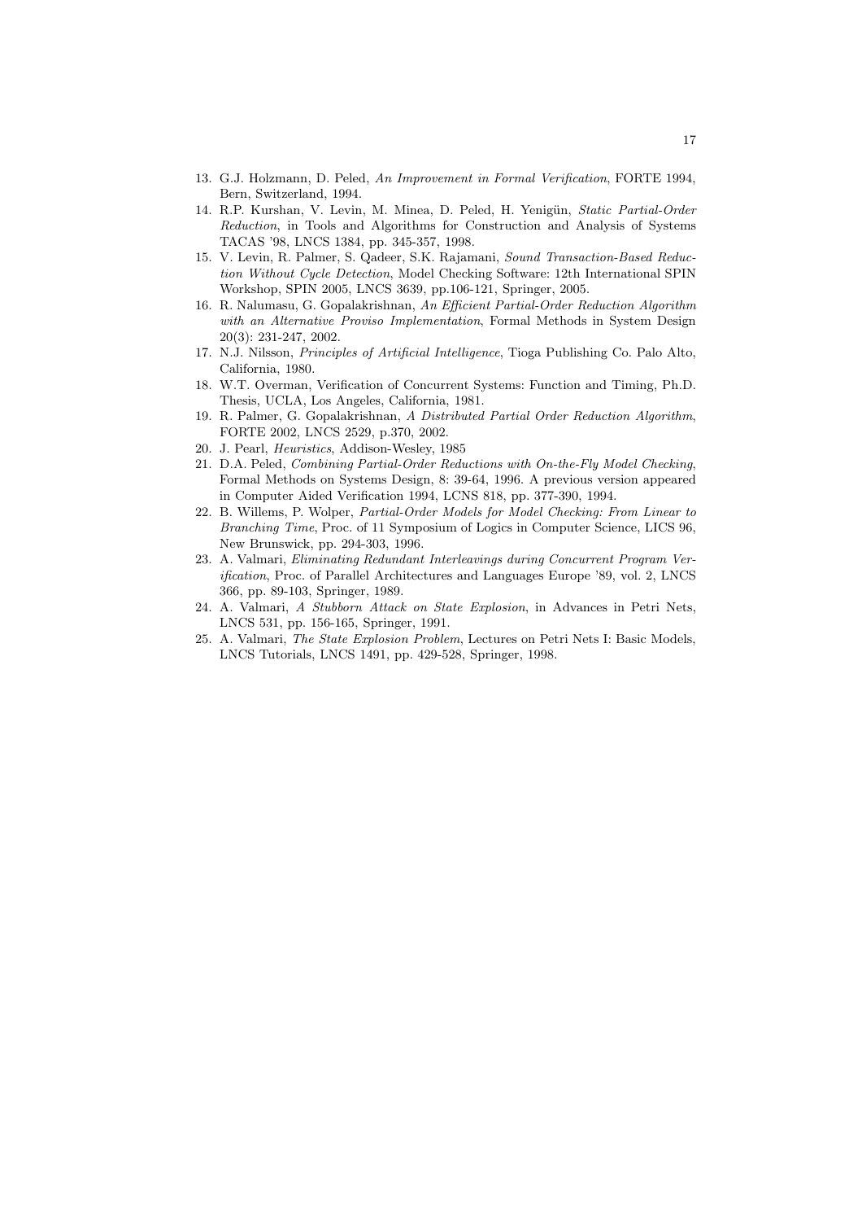13. G.J. Holzmann, D. Peled, *An Improvement in Formal Verification*, FORTE 1994, Bern, Switzerland, 1994.
14. R.P. Kurshan, V. Levin, M. Minea, D. Peled, H. Yenigün, *Static Partial-Order Reduction*, in Tools and Algorithms for Construction and Analysis of Systems TACAS '98, LNCS 1384, pp. 345-357, 1998.
15. V. Levin, R. Palmer, S. Qadeer, S.K. Rajamani, *Sound Transaction-Based Reduction Without Cycle Detection*, Model Checking Software: 12th International SPIN Workshop, SPIN 2005, LNCS 3639, pp.106-121, Springer, 2005.
16. R. Nalumasu, G. Gopalakrishnan, *An Efficient Partial-Order Reduction Algorithm with an Alternative Proviso Implementation*, Formal Methods in System Design 20(3): 231-247, 2002.
17. N.J. Nilsson, *Principles of Artificial Intelligence*, Tioga Publishing Co. Palo Alto, California, 1980.
18. W.T. Overman, Verification of Concurrent Systems: Function and Timing, Ph.D. Thesis, UCLA, Los Angeles, California, 1981.
19. R. Palmer, G. Gopalakrishnan, *A Distributed Partial Order Reduction Algorithm*, FORTE 2002, LNCS 2529, p.370, 2002.
20. J. Pearl, *Heuristics*, Addison-Wesley, 1985
21. D.A. Peled, *Combining Partial-Order Reductions with On-the-Fly Model Checking*, Formal Methods on Systems Design, 8: 39-64, 1996. A previous version appeared in Computer Aided Verification 1994, LCNS 818, pp. 377-390, 1994.
22. B. Willems, P. Wolper, *Partial-Order Models for Model Checking: From Linear to Branching Time*, Proc. of 11 Symposium of Logics in Computer Science, LICS 96, New Brunswick, pp. 294-303, 1996.
23. A. Valmari, *Eliminating Redundant Interleavings during Concurrent Program Verification*, Proc. of Parallel Architectures and Languages Europe '89, vol. 2, LNCS 366, pp. 89-103, Springer, 1989.
24. A. Valmari, *A Stubborn Attack on State Explosion*, in Advances in Petri Nets, LNCS 531, pp. 156-165, Springer, 1991.
25. A. Valmari, *The State Explosion Problem*, Lectures on Petri Nets I: Basic Models, LNCS Tutorials, LNCS 1491, pp. 429-528, Springer, 1998.